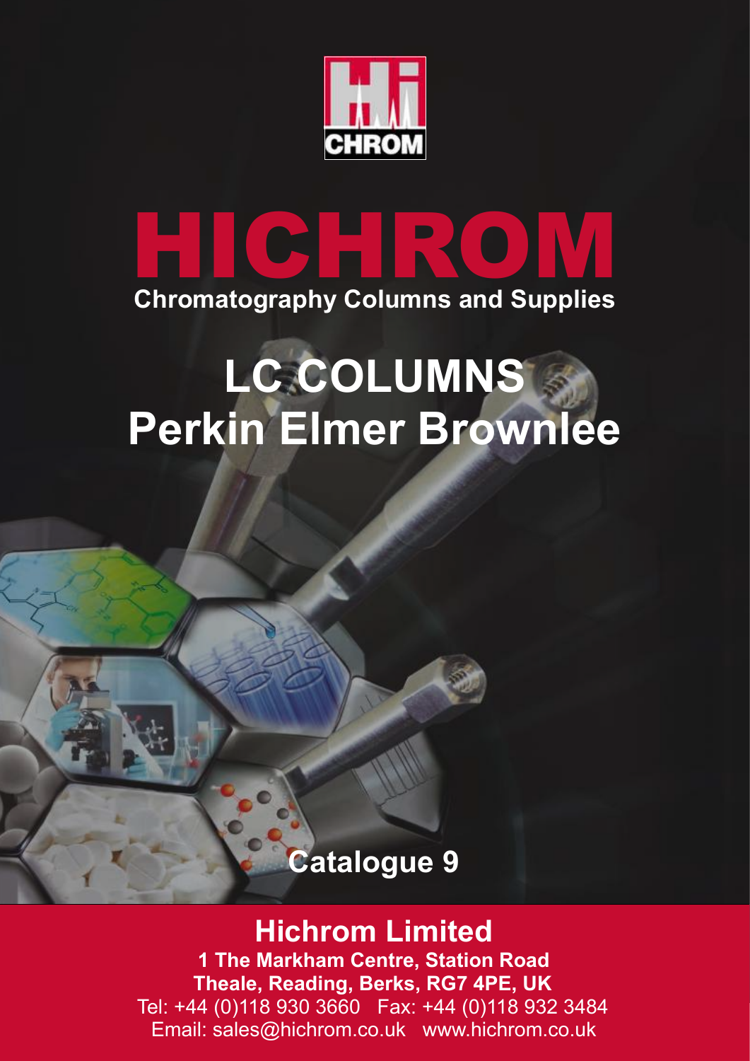# HICHROM

**Chromatography Columns and Supplies**

# LC COLUMNS
# Perkin Elmer Brownlee

**Catalogue 9**

## Hichrom Limited

**1 The Markham Centre, Station Road**
**Theale, Reading, Berks, RG7 4PE, UK**
Tel: +44 (0)118 930 3660   Fax: +44 (0)118 932 3484
Email: sales@hichrom.co.uk   www.hichrom.co.uk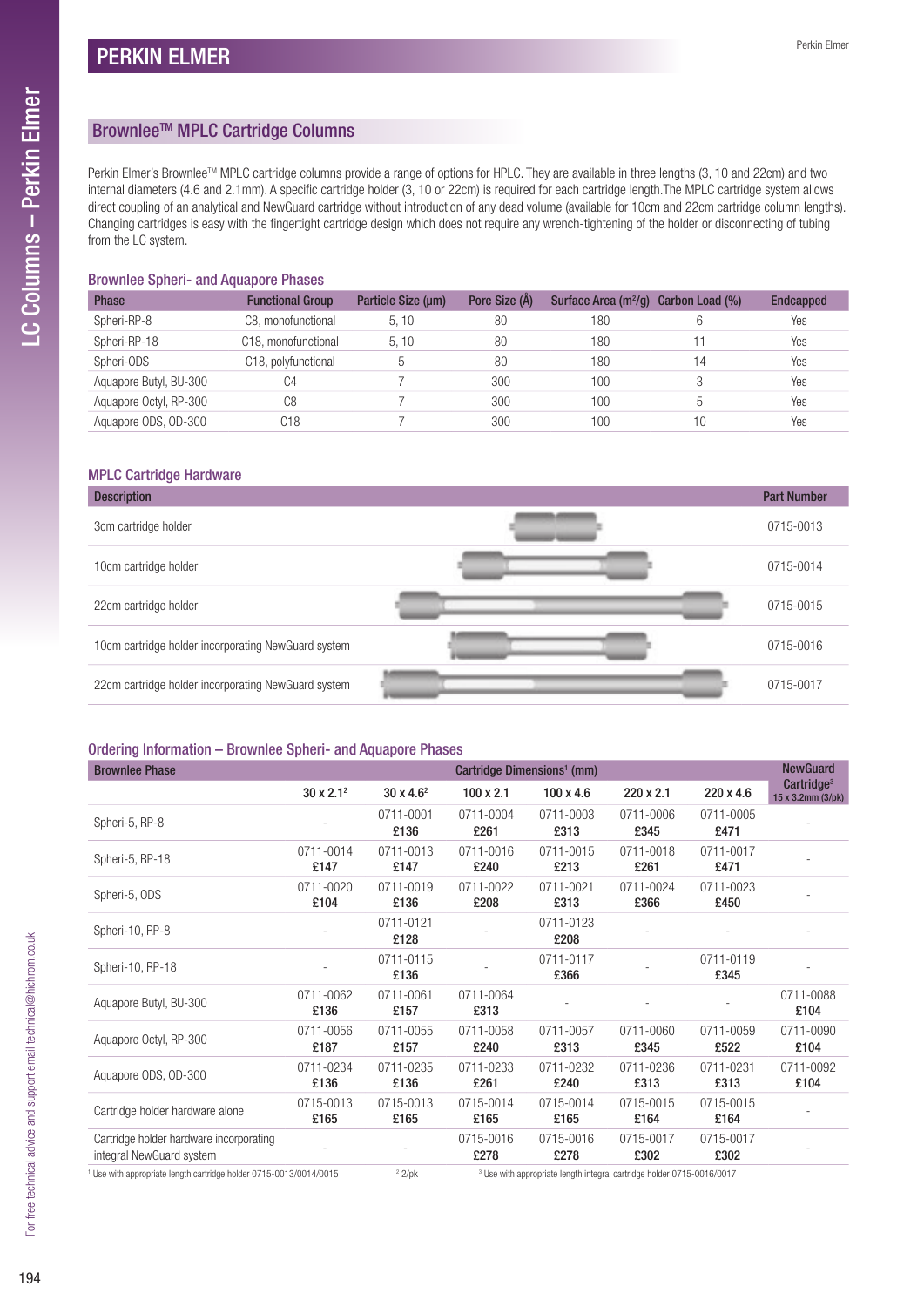# PERKIN ELMER

## Brownlee™ MPLC Cartridge Columns

Perkin Elmer's Brownlee™ MPLC cartridge columns provide a range of options for HPLC. They are available in three lengths (3, 10 and 22cm) and two internal diameters (4.6 and 2.1mm). A specific cartridge holder (3, 10 or 22cm) is required for each cartridge length.The MPLC cartridge system allows direct coupling of an analytical and NewGuard cartridge without introduction of any dead volume (available for 10cm and 22cm cartridge column lengths). Changing cartridges is easy with the fingertight cartridge design which does not require any wrench-tightening of the holder or disconnecting of tubing from the LC system.

### Brownlee Spheri- and Aquapore Phases

| Phase | Functional Group | Particle Size (µm) | Pore Size (Å) | Surface Area ($m^2/g$) | Carbon Load (%) | Endcapped |
|---|---|---|---|---|---|---|
| Spheri-RP-8 | C8, monofunctional | 5, 10 | 80 | 180 | 6 | Yes |
| Spheri-RP-18 | C18, monofunctional | 5, 10 | 80 | 180 | 11 | Yes |
| Spheri-ODS | C18, polyfunctional | 5 | 80 | 180 | 14 | Yes |
| Aquapore Butyl, BU-300 | C4 | 7 | 300 | 100 | 3 | Yes |
| Aquapore Octyl, RP-300 | C8 | 7 | 300 | 100 | 5 | Yes |
| Aquapore ODS, OD-300 | C18 | 7 | 300 | 100 | 10 | Yes |

### MPLC Cartridge Hardware

| Description | Part Number |
|---|---|
| 3cm cartridge holder | 0715-0013 |
| 10cm cartridge holder | 0715-0014 |
| 22cm cartridge holder | 0715-0015 |
| 10cm cartridge holder incorporating NewGuard system | 0715-0016 |
| 22cm cartridge holder incorporating NewGuard system | 0715-0017 |

### Ordering Information – Brownlee Spheri- and Aquapore Phases

| Brownlee Phase | Cartridge Dimensions[1] (mm) | | | | | | NewGuard Cartridge[3] 15 x 3.2mm (3/pk) |
|---|---|---|---|---|---|---|---|
| | 30 x 2.1[2] | 30 x 4.6[2] | 100 x 2.1 | 100 x 4.6 | 220 x 2.1 | 220 x 4.6 | |
| Spheri-5, RP-8 | - | 0711-0001 **£136** | 0711-0004 **£261** | 0711-0003 **£313** | 0711-0006 **£345** | 0711-0005 **£471** | - |
| Spheri-5, RP-18 | 0711-0014 **£147** | 0711-0013 **£147** | 0711-0016 **£240** | 0711-0015 **£213** | 0711-0018 **£261** | 0711-0017 **£471** | - |
| Spheri-5, ODS | 0711-0020 **£104** | 0711-0019 **£136** | 0711-0022 **£208** | 0711-0021 **£313** | 0711-0024 **£366** | 0711-0023 **£450** | - |
| Spheri-10, RP-8 | - | 0711-0121 **£128** | - | 0711-0123 **£208** | - | - | - |
| Spheri-10, RP-18 | - | 0711-0115 **£136** | - | 0711-0117 **£366** | - | 0711-0119 **£345** | - |
| Aquapore Butyl, BU-300 | 0711-0062 **£136** | 0711-0061 **£157** | 0711-0064 **£313** | - | - | - | 0711-0088 **£104** |
| Aquapore Octyl, RP-300 | 0711-0056 **£187** | 0711-0055 **£157** | 0711-0058 **£240** | 0711-0057 **£313** | 0711-0060 **£345** | 0711-0059 **£522** | 0711-0090 **£104** |
| Aquapore ODS, OD-300 | 0711-0234 **£136** | 0711-0235 **£136** | 0711-0233 **£261** | 0711-0232 **£240** | 0711-0236 **£313** | 0711-0231 **£313** | 0711-0092 **£104** |
| Cartridge holder hardware alone | 0715-0013 **£165** | 0715-0013 **£165** | 0715-0014 **£165** | 0715-0014 **£165** | 0715-0015 **£164** | 0715-0015 **£164** | - |
| Cartridge holder hardware incorporating integral NewGuard system | - | - | 0715-0016 **£278** | 0715-0016 **£278** | 0715-0017 **£302** | 0715-0017 **£302** | - |

[1] Use with appropriate length cartridge holder 0715-0013/0014/0015 [2] 2/pk [3] Use with appropriate length integral cartridge holder 0715-0016/0017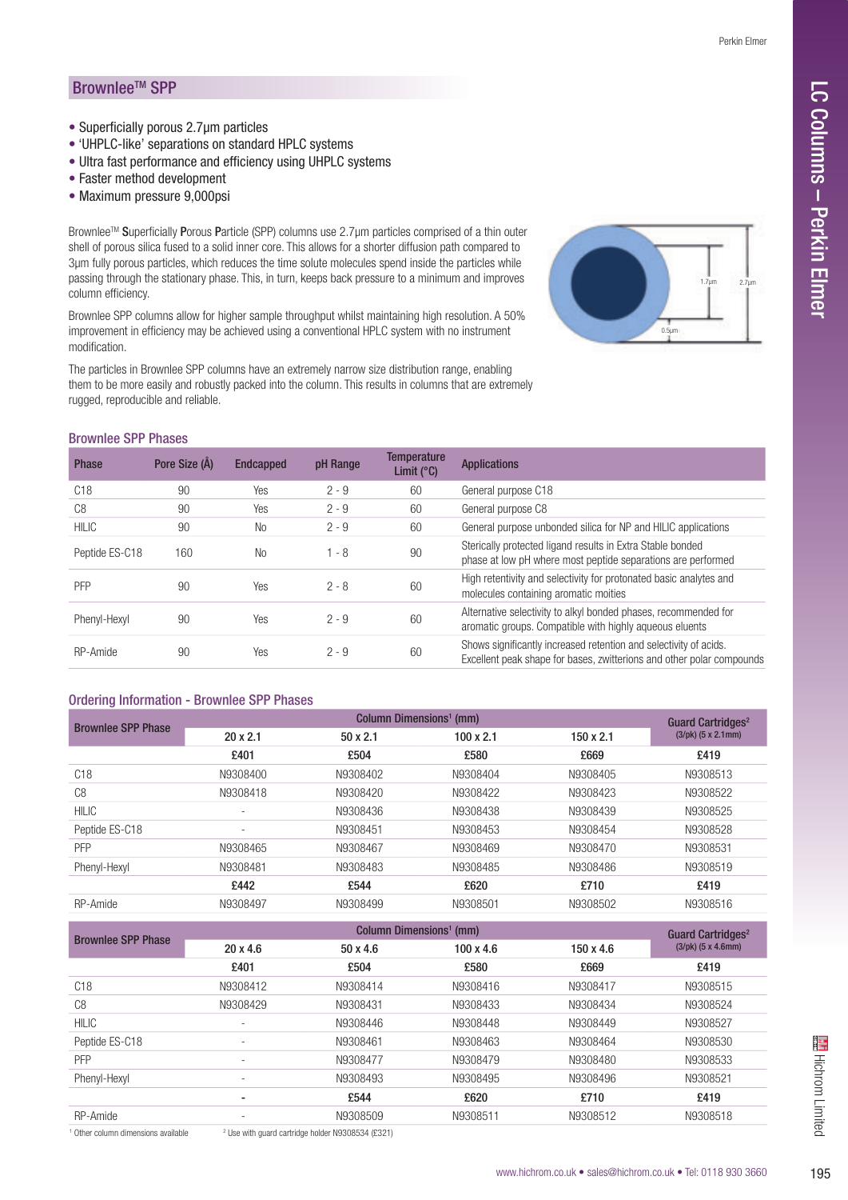## Brownlee™ SPP

- Superficially porous 2.7µm particles
- 'UHPLC-like' separations on standard HPLC systems
- Ultra fast performance and efficiency using UHPLC systems
- Faster method development
- Maximum pressure 9,000psi

Brownlee™ **S**uperficially **P**orous **P**article (SPP) columns use 2.7µm particles comprised of a thin outer shell of porous silica fused to a solid inner core. This allows for a shorter diffusion path compared to 3µm fully porous particles, which reduces the time solute molecules spend inside the particles while passing through the stationary phase. This, in turn, keeps back pressure to a minimum and improves column efficiency.

Brownlee SPP columns allow for higher sample throughput whilst maintaining high resolution. A 50% improvement in efficiency may be achieved using a conventional HPLC system with no instrument modification.

The particles in Brownlee SPP columns have an extremely narrow size distribution range, enabling them to be more easily and robustly packed into the column. This results in columns that are extremely rugged, reproducible and reliable.

1.7µm
2.7µm
0.5µm

### Brownlee SPP Phases

| Phase | Pore Size (Å) | Endcapped | pH Range | Temperature Limit (°C) | Applications |
|---|---|---|---|---|---|
| C18 | 90 | Yes | 2 - 9 | 60 | General purpose C18 |
| C8 | 90 | Yes | 2 - 9 | 60 | General purpose C8 |
| HILIC | 90 | No | 2 - 9 | 60 | General purpose unbonded silica for NP and HILIC applications |
| Peptide ES-C18 | 160 | No | 1 - 8 | 90 | Sterically protected ligand results in Extra Stable bonded phase at low pH where most peptide separations are performed |
| PFP | 90 | Yes | 2 - 8 | 60 | High retentivity and selectivity for protonated basic analytes and molecules containing aromatic moities |
| Phenyl-Hexyl | 90 | Yes | 2 - 9 | 60 | Alternative selectivity to alkyl bonded phases, recommended for aromatic groups. Compatible with highly aqueous eluents |
| RP-Amide | 90 | Yes | 2 - 9 | 60 | Shows significantly increased retention and selectivity of acids. Excellent peak shape for bases, zwitterions and other polar compounds |

### Ordering Information - Brownlee SPP Phases

| Brownlee SPP Phase | Column Dimensions[1] (mm) | | | | Guard Cartridges[2] (3/pk) (5 x 2.1mm) |
|---|---|---|---|---|---|
| | 20 x 2.1 | 50 x 2.1 | 100 x 2.1 | 150 x 2.1 | |
| | **£401** | **£504** | **£580** | **£669** | **£419** |
| C18 | N9308400 | N9308402 | N9308404 | N9308405 | N9308513 |
| C8 | N9308418 | N9308420 | N9308422 | N9308423 | N9308522 |
| HILIC | - | N9308436 | N9308438 | N9308439 | N9308525 |
| Peptide ES-C18 | - | N9308451 | N9308453 | N9308454 | N9308528 |
| PFP | N9308465 | N9308467 | N9308469 | N9308470 | N9308531 |
| Phenyl-Hexyl | N9308481 | N9308483 | N9308485 | N9308486 | N9308519 |
| | **£442** | **£544** | **£620** | **£710** | **£419** |
| RP-Amide | N9308497 | N9308499 | N9308501 | N9308502 | N9308516 |

| Brownlee SPP Phase | Column Dimensions[1] (mm) | | | | Guard Cartridges[2] (3/pk) (5 x 4.6mm) |
|---|---|---|---|---|---|
| | 20 x 4.6 | 50 x 4.6 | 100 x 4.6 | 150 x 4.6 | |
| | **£401** | **£504** | **£580** | **£669** | **£419** |
| C18 | N9308412 | N9308414 | N9308416 | N9308417 | N9308515 |
| C8 | N9308429 | N9308431 | N9308433 | N9308434 | N9308524 |
| HILIC | - | N9308446 | N9308448 | N9308449 | N9308527 |
| Peptide ES-C18 | - | N9308461 | N9308463 | N9308464 | N9308530 |
| PFP | - | N9308477 | N9308479 | N9308480 | N9308533 |
| Phenyl-Hexyl | - | N9308493 | N9308495 | N9308496 | N9308521 |
| | **-** | **£544** | **£620** | **£710** | **£419** |
| RP-Amide | - | N9308509 | N9308511 | N9308512 | N9308518 |

[1] Other column dimensions available [2] Use with guard cartridge holder N9308534 (£321)